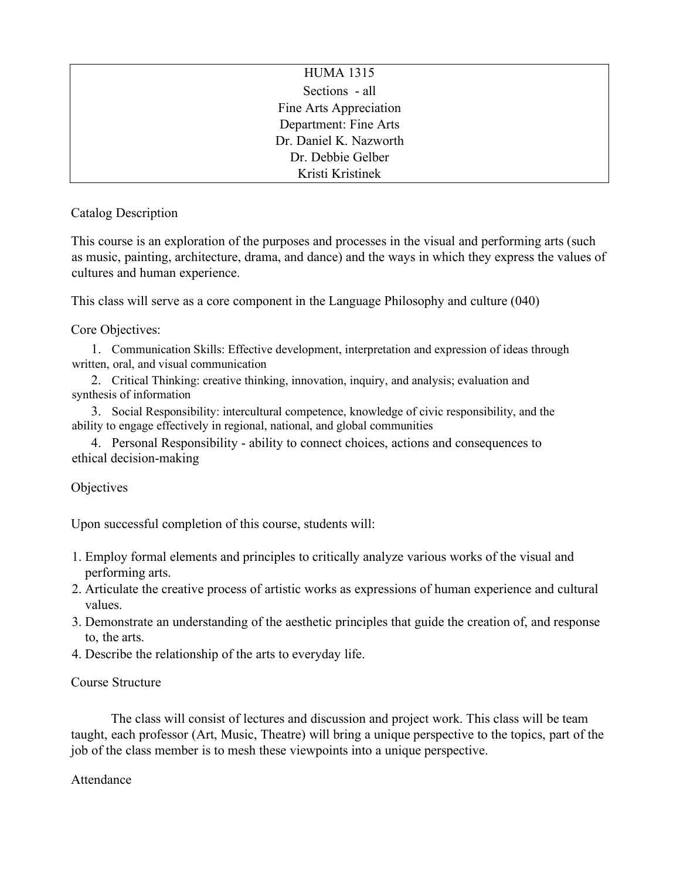| HUMA 1315 |
| --- |
| Sections - all |
| Fine Arts Appreciation |
| Department: Fine Arts |
| Dr. Daniel K. Nazworth |
| Dr. Debbie Gelber |
| Kristi Kristinek |

## Catalog Description

This course is an exploration of the purposes and processes in the visual and performing arts (such as music, painting, architecture, drama, and dance) and the ways in which they express the values of cultures and human experience.

This class will serve as a core component in the Language Philosophy and culture (040)

Core Objectives:

1. Communication Skills: Effective development, interpretation and expression of ideas through written, oral, and visual communication
2. Critical Thinking: creative thinking, innovation, inquiry, and analysis; evaluation and synthesis of information
3. Social Responsibility: intercultural competence, knowledge of civic responsibility, and the ability to engage effectively in regional, national, and global communities
4. Personal Responsibility - ability to connect choices, actions and consequences to ethical decision-making

## Objectives

Upon successful completion of this course, students will:

1. Employ formal elements and principles to critically analyze various works of the visual and performing arts.
2. Articulate the creative process of artistic works as expressions of human experience and cultural values.
3. Demonstrate an understanding of the aesthetic principles that guide the creation of, and response to, the arts.
4. Describe the relationship of the arts to everyday life.

## Course Structure

The class will consist of lectures and discussion and project work. This class will be team taught, each professor (Art, Music, Theatre) will bring a unique perspective to the topics, part of the job of the class member is to mesh these viewpoints into a unique perspective.

## Attendance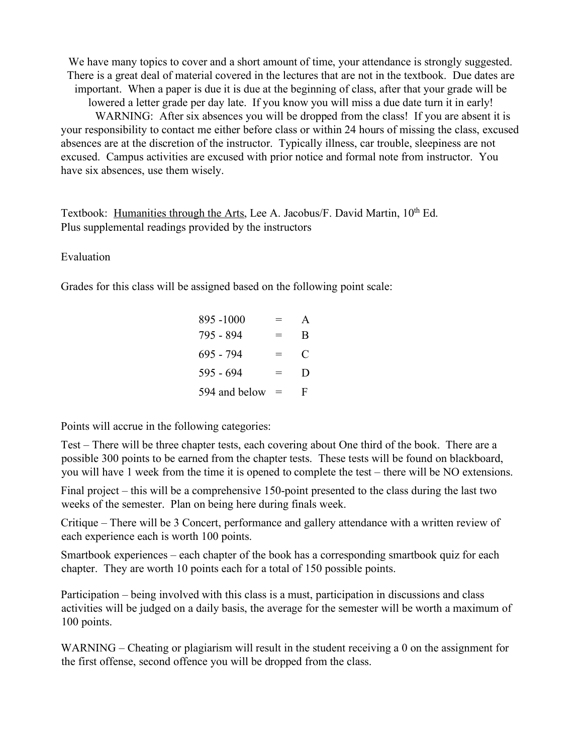We have many topics to cover and a short amount of time, your attendance is strongly suggested. There is a great deal of material covered in the lectures that are not in the textbook. Due dates are important. When a paper is due it is due at the beginning of class, after that your grade will be lowered a letter grade per day late. If you know you will miss a due date turn it in early!

WARNING: After six absences you will be dropped from the class! If you are absent it is your responsibility to contact me either before class or within 24 hours of missing the class, excused absences are at the discretion of the instructor. Typically illness, car trouble, sleepiness are not excused. Campus activities are excused with prior notice and formal note from instructor. You have six absences, use them wisely.

Textbook: Humanities through the Arts, Lee A. Jacobus/F. David Martin, 10th Ed.
Plus supplemental readings provided by the instructors

Evaluation

Grades for this class will be assigned based on the following point scale:

| | | |
|---|---|---|
| 895 -1000 | = | A |
| 795 - 894 | = | B |
| 695 - 794 | = | C |
| 595 - 694 | = | D |
| 594 and below | = | F |

Points will accrue in the following categories:

Test – There will be three chapter tests, each covering about One third of the book. There are a possible 300 points to be earned from the chapter tests. These tests will be found on blackboard, you will have 1 week from the time it is opened to complete the test – there will be NO extensions.

Final project – this will be a comprehensive 150-point presented to the class during the last two weeks of the semester. Plan on being here during finals week.

Critique – There will be 3 Concert, performance and gallery attendance with a written review of each experience each is worth 100 points.

Smartbook experiences – each chapter of the book has a corresponding smartbook quiz for each chapter. They are worth 10 points each for a total of 150 possible points.

Participation – being involved with this class is a must, participation in discussions and class activities will be judged on a daily basis, the average for the semester will be worth a maximum of 100 points.

WARNING – Cheating or plagiarism will result in the student receiving a 0 on the assignment for the first offense, second offence you will be dropped from the class.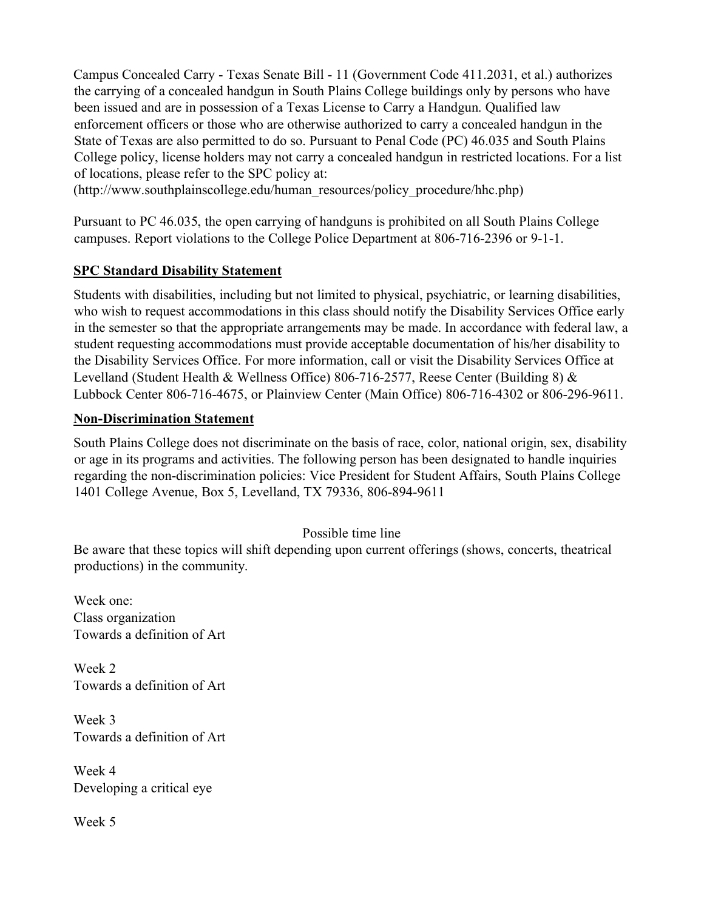Campus Concealed Carry - Texas Senate Bill - 11 (Government Code 411.2031, et al.) authorizes the carrying of a concealed handgun in South Plains College buildings only by persons who have been issued and are in possession of a Texas License to Carry a Handgun. Qualified law enforcement officers or those who are otherwise authorized to carry a concealed handgun in the State of Texas are also permitted to do so. Pursuant to Penal Code (PC) 46.035 and South Plains College policy, license holders may not carry a concealed handgun in restricted locations. For a list of locations, please refer to the SPC policy at:
(http://www.southplainscollege.edu/human_resources/policy_procedure/hhc.php)

Pursuant to PC 46.035, the open carrying of handguns is prohibited on all South Plains College campuses. Report violations to the College Police Department at 806-716-2396 or 9-1-1.

**SPC Standard Disability Statement**

Students with disabilities, including but not limited to physical, psychiatric, or learning disabilities, who wish to request accommodations in this class should notify the Disability Services Office early in the semester so that the appropriate arrangements may be made. In accordance with federal law, a student requesting accommodations must provide acceptable documentation of his/her disability to the Disability Services Office. For more information, call or visit the Disability Services Office at Levelland (Student Health & Wellness Office) 806-716-2577, Reese Center (Building 8) & Lubbock Center 806-716-4675, or Plainview Center (Main Office) 806-716-4302 or 806-296-9611.

**Non-Discrimination Statement**

South Plains College does not discriminate on the basis of race, color, national origin, sex, disability or age in its programs and activities. The following person has been designated to handle inquiries regarding the non-discrimination policies: Vice President for Student Affairs, South Plains College 1401 College Avenue, Box 5, Levelland, TX 79336, 806-894-9611

Possible time line

Be aware that these topics will shift depending upon current offerings (shows, concerts, theatrical productions) in the community.

Week one:
Class organization
Towards a definition of Art

Week 2
Towards a definition of Art

Week 3
Towards a definition of Art

Week 4
Developing a critical eye

Week 5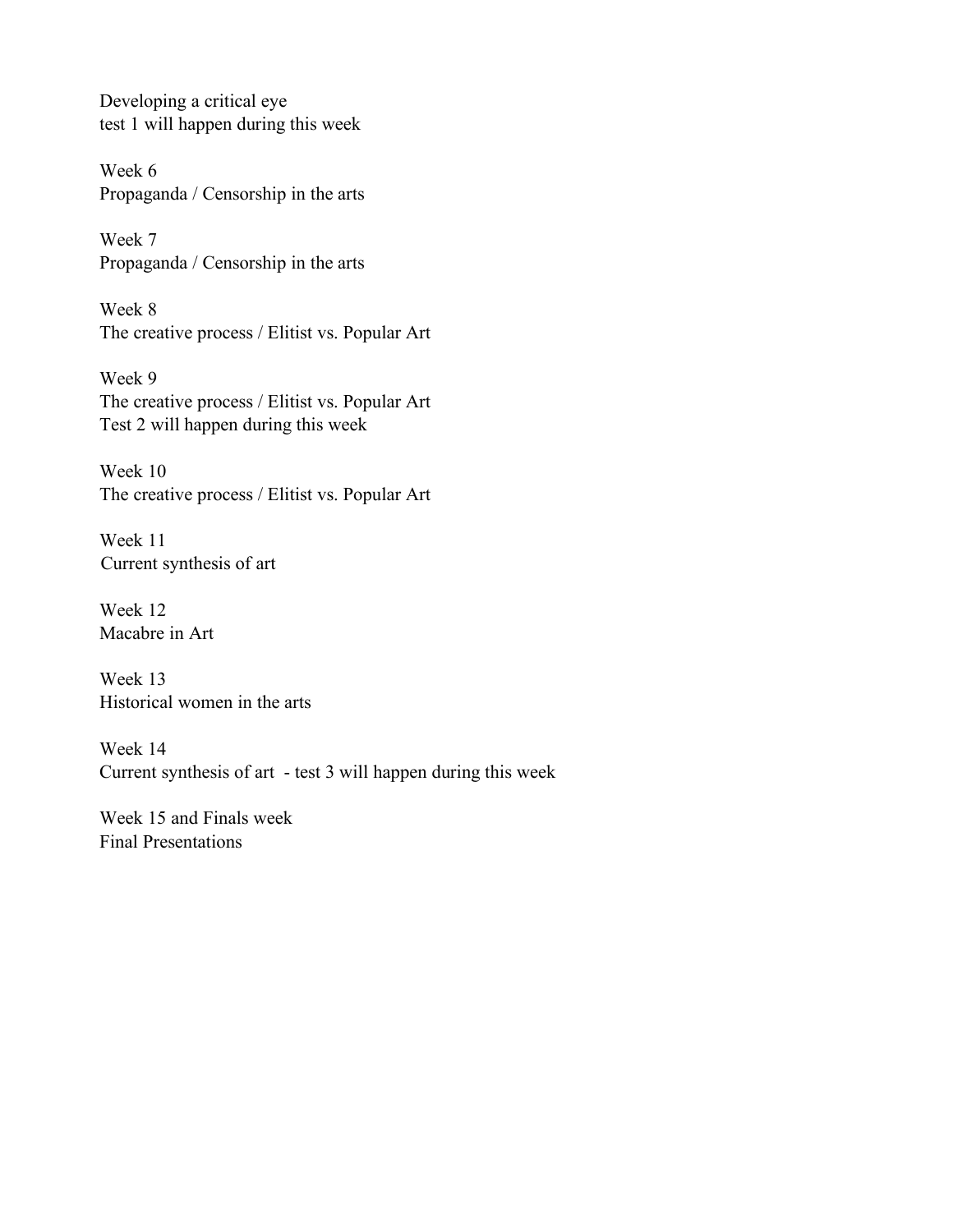Developing a critical eye
test 1 will happen during this week

Week 6
Propaganda / Censorship in the arts

Week 7
Propaganda / Censorship in the arts

Week 8
The creative process / Elitist vs. Popular Art

Week 9
The creative process / Elitist vs. Popular Art
Test 2 will happen during this week

Week 10
The creative process / Elitist vs. Popular Art

Week 11
Current synthesis of art

Week 12
Macabre in Art

Week 13
Historical women in the arts

Week 14
Current synthesis of art - test 3 will happen during this week

Week 15 and Finals week
Final Presentations